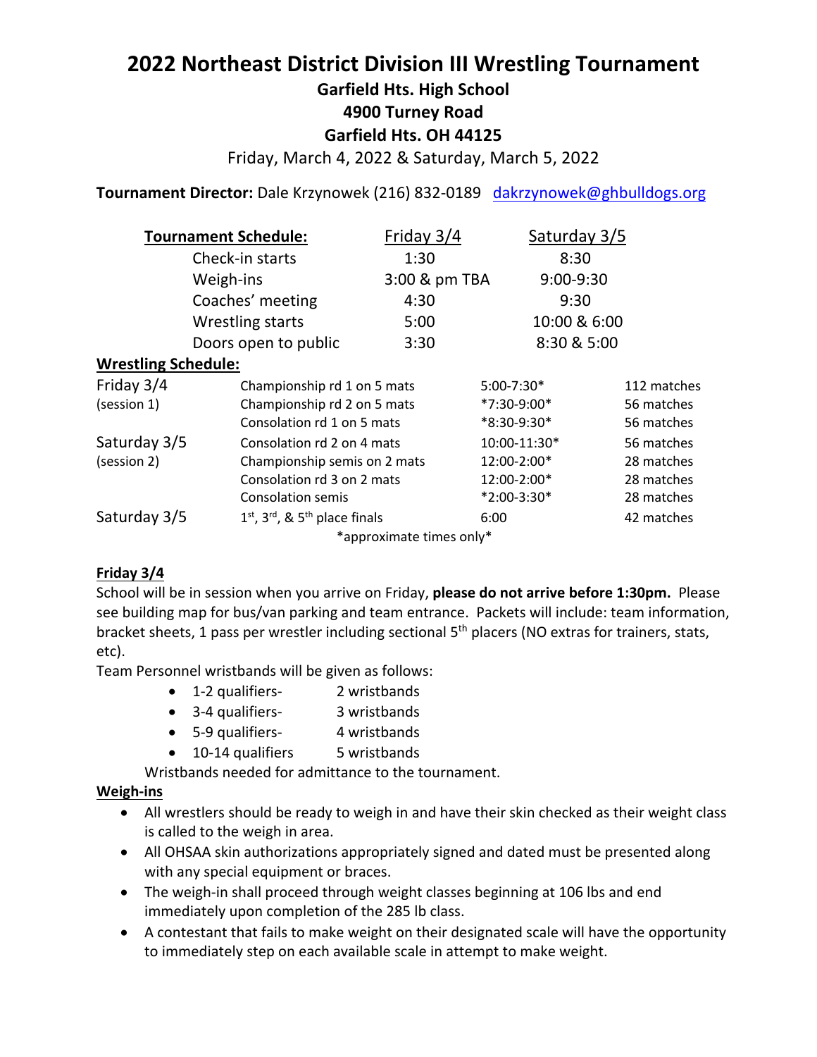# 2022 Northeast District Division III Wrestling Tournament

## Garfield Hts. High School
## 4900 Turney Road
## Garfield Hts. OH 44125

Friday, March 4, 2022 & Saturday, March 5, 2022

**Tournament Director:** Dale Krzynowek (216) 832-0189 dakrzynowek@ghbulldogs.org

| **Tournament Schedule:** | Friday 3/4 | Saturday 3/5 |
|---|---|---|
| Check-in starts | 1:30 | 8:30 |
| Weigh-ins | 3:00 & pm TBA | 9:00-9:30 |
| Coaches' meeting | 4:30 | 9:30 |
| Wrestling starts | 5:00 | 10:00 & 6:00 |
| Doors open to public | 3:30 | 8:30 & 5:00 |

**Wrestling Schedule:**

| | | | |
|---|---|---|---|
| Friday 3/4 (session 1) | Championship rd 1 on 5 mats | 5:00-7:30* | 112 matches |
| | Championship rd 2 on 5 mats | *7:30-9:00* | 56 matches |
| | Consolation rd 1 on 5 mats | *8:30-9:30* | 56 matches |
| Saturday 3/5 (session 2) | Consolation rd 2 on 4 mats | 10:00-11:30* | 56 matches |
| | Championship semis on 2 mats | 12:00-2:00* | 28 matches |
| | Consolation rd 3 on 2 mats | 12:00-2:00* | 28 matches |
| | Consolation semis | *2:00-3:30* | 28 matches |
| Saturday 3/5 | 1st, 3rd, & 5th place finals | 6:00 | 42 matches |

*approximate times only*

**Friday 3/4**

School will be in session when you arrive on Friday, **please do not arrive before 1:30pm.** Please see building map for bus/van parking and team entrance. Packets will include: team information, bracket sheets, 1 pass per wrestler including sectional 5th placers (NO extras for trainers, stats, etc).

Team Personnel wristbands will be given as follows:

- 1-2 qualifiers- 2 wristbands
- 3-4 qualifiers- 3 wristbands
- 5-9 qualifiers- 4 wristbands
- 10-14 qualifiers 5 wristbands

Wristbands needed for admittance to the tournament.

**Weigh-ins**

- All wrestlers should be ready to weigh in and have their skin checked as their weight class is called to the weigh in area.
- All OHSAA skin authorizations appropriately signed and dated must be presented along with any special equipment or braces.
- The weigh-in shall proceed through weight classes beginning at 106 lbs and end immediately upon completion of the 285 lb class.
- A contestant that fails to make weight on their designated scale will have the opportunity to immediately step on each available scale in attempt to make weight.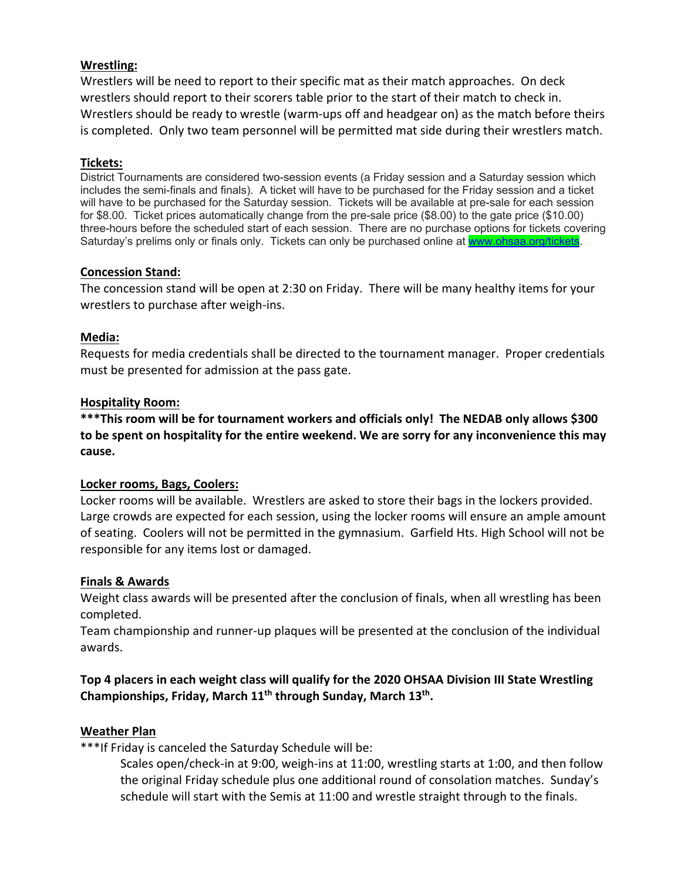**Wrestling:**

Wrestlers will be need to report to their specific mat as their match approaches. On deck wrestlers should report to their scorers table prior to the start of their match to check in. Wrestlers should be ready to wrestle (warm-ups off and headgear on) as the match before theirs is completed. Only two team personnel will be permitted mat side during their wrestlers match.

**Tickets:**

District Tournaments are considered two-session events (a Friday session and a Saturday session which includes the semi-finals and finals). A ticket will have to be purchased for the Friday session and a ticket will have to be purchased for the Saturday session. Tickets will be available at pre-sale for each session for $8.00. Ticket prices automatically change from the pre-sale price ($8.00) to the gate price ($10.00) three-hours before the scheduled start of each session. There are no purchase options for tickets covering Saturday's prelims only or finals only. Tickets can only be purchased online at www.ohsaa.org/tickets.

**Concession Stand:**

The concession stand will be open at 2:30 on Friday. There will be many healthy items for your wrestlers to purchase after weigh-ins.

**Media:**

Requests for media credentials shall be directed to the tournament manager. Proper credentials must be presented for admission at the pass gate.

**Hospitality Room:**

**\*\*\*This room will be for tournament workers and officials only! The NEDAB only allows $300 to be spent on hospitality for the entire weekend. We are sorry for any inconvenience this may cause.**

**Locker rooms, Bags, Coolers:**

Locker rooms will be available. Wrestlers are asked to store their bags in the lockers provided. Large crowds are expected for each session, using the locker rooms will ensure an ample amount of seating. Coolers will not be permitted in the gymnasium. Garfield Hts. High School will not be responsible for any items lost or damaged.

**Finals & Awards**

Weight class awards will be presented after the conclusion of finals, when all wrestling has been completed.

Team championship and runner-up plaques will be presented at the conclusion of the individual awards.

**Top 4 placers in each weight class will qualify for the 2020 OHSAA Division III State Wrestling Championships, Friday, March 11th through Sunday, March 13th.**

**Weather Plan**

***If Friday is canceled the Saturday Schedule will be:

Scales open/check-in at 9:00, weigh-ins at 11:00, wrestling starts at 1:00, and then follow the original Friday schedule plus one additional round of consolation matches. Sunday's schedule will start with the Semis at 11:00 and wrestle straight through to the finals.